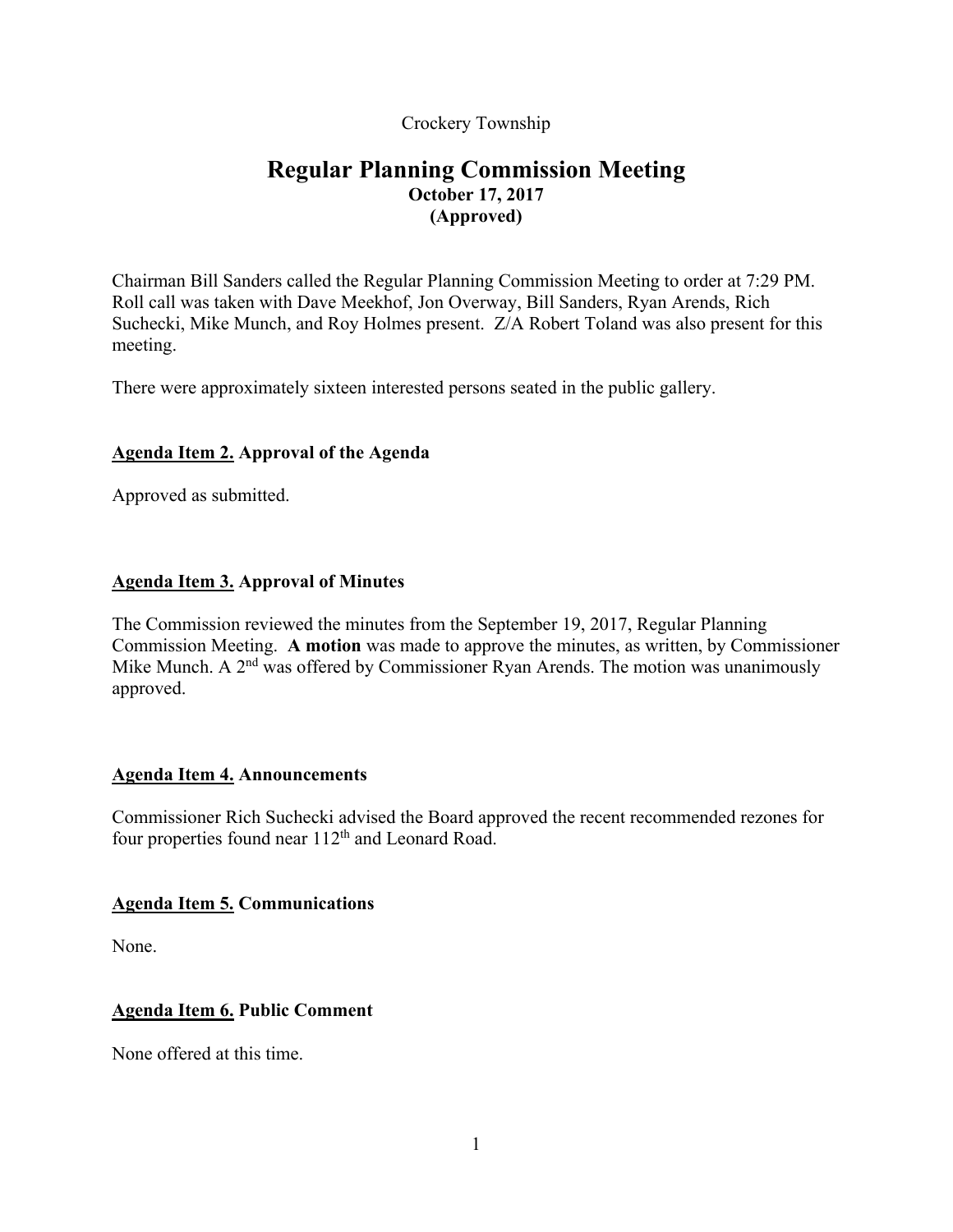Crockery Township

# Regular Planning Commission Meeting

**October 17, 2017**
**(Approved)**

Chairman Bill Sanders called the Regular Planning Commission Meeting to order at 7:29 PM. Roll call was taken with Dave Meekhof, Jon Overway, Bill Sanders, Ryan Arends, Rich Suchecki, Mike Munch, and Roy Holmes present. Z/A Robert Toland was also present for this meeting.

There were approximately sixteen interested persons seated in the public gallery.

**Agenda Item 2. Approval of the Agenda**

Approved as submitted.

**Agenda Item 3. Approval of Minutes**

The Commission reviewed the minutes from the September 19, 2017, Regular Planning Commission Meeting. **A motion** was made to approve the minutes, as written, by Commissioner Mike Munch. A 2nd was offered by Commissioner Ryan Arends. The motion was unanimously approved.

**Agenda Item 4. Announcements**

Commissioner Rich Suchecki advised the Board approved the recent recommended rezones for four properties found near 112th and Leonard Road.

**Agenda Item 5. Communications**

None.

**Agenda Item 6. Public Comment**

None offered at this time.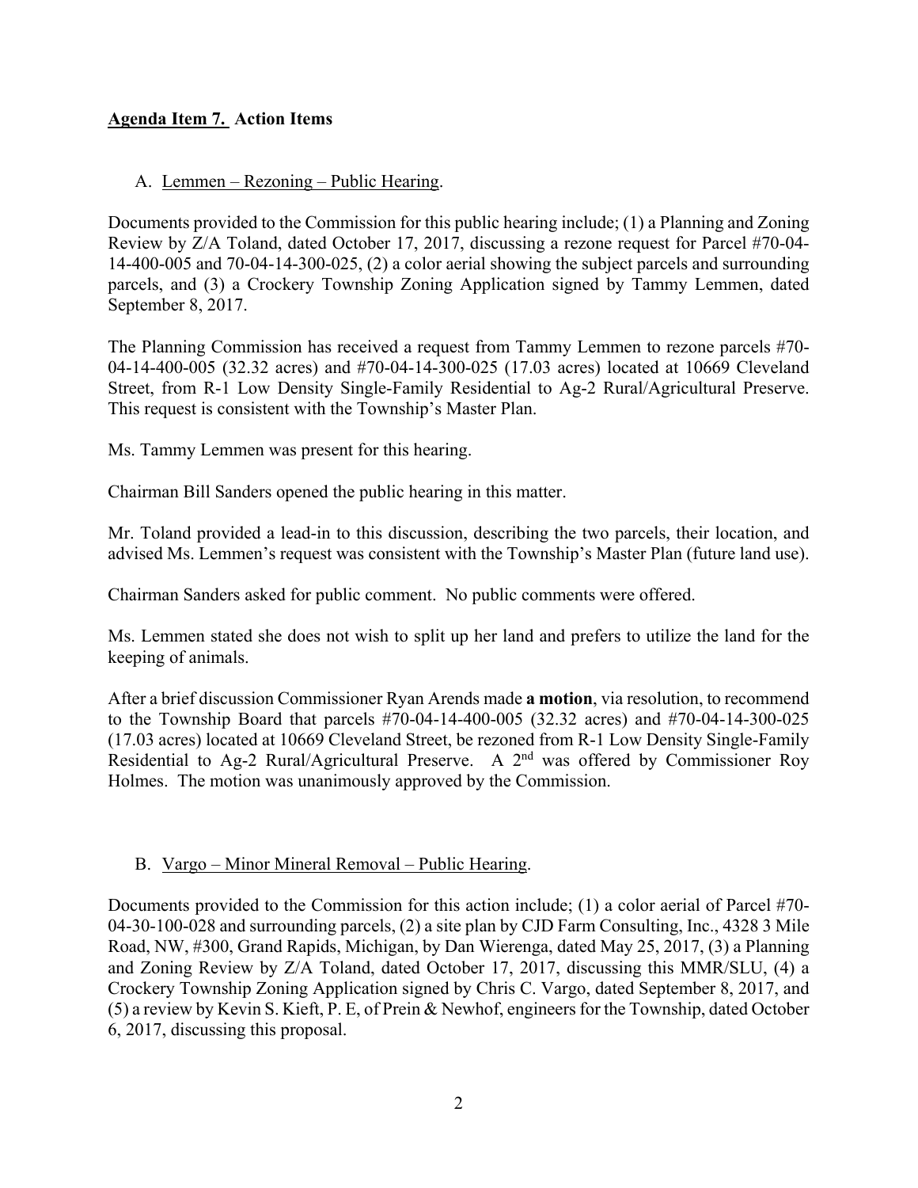**Agenda Item 7. Action Items**

A. Lemmen – Rezoning – Public Hearing.

Documents provided to the Commission for this public hearing include; (1) a Planning and Zoning Review by Z/A Toland, dated October 17, 2017, discussing a rezone request for Parcel #70-04-14-400-005 and 70-04-14-300-025, (2) a color aerial showing the subject parcels and surrounding parcels, and (3) a Crockery Township Zoning Application signed by Tammy Lemmen, dated September 8, 2017.

The Planning Commission has received a request from Tammy Lemmen to rezone parcels #70-04-14-400-005 (32.32 acres) and #70-04-14-300-025 (17.03 acres) located at 10669 Cleveland Street, from R-1 Low Density Single-Family Residential to Ag-2 Rural/Agricultural Preserve. This request is consistent with the Township's Master Plan.

Ms. Tammy Lemmen was present for this hearing.

Chairman Bill Sanders opened the public hearing in this matter.

Mr. Toland provided a lead-in to this discussion, describing the two parcels, their location, and advised Ms. Lemmen's request was consistent with the Township's Master Plan (future land use).

Chairman Sanders asked for public comment. No public comments were offered.

Ms. Lemmen stated she does not wish to split up her land and prefers to utilize the land for the keeping of animals.

After a brief discussion Commissioner Ryan Arends made **a motion**, via resolution, to recommend to the Township Board that parcels #70-04-14-400-005 (32.32 acres) and #70-04-14-300-025 (17.03 acres) located at 10669 Cleveland Street, be rezoned from R-1 Low Density Single-Family Residential to Ag-2 Rural/Agricultural Preserve. A 2nd was offered by Commissioner Roy Holmes. The motion was unanimously approved by the Commission.

B. Vargo – Minor Mineral Removal – Public Hearing.

Documents provided to the Commission for this action include; (1) a color aerial of Parcel #70-04-30-100-028 and surrounding parcels, (2) a site plan by CJD Farm Consulting, Inc., 4328 3 Mile Road, NW, #300, Grand Rapids, Michigan, by Dan Wierenga, dated May 25, 2017, (3) a Planning and Zoning Review by Z/A Toland, dated October 17, 2017, discussing this MMR/SLU, (4) a Crockery Township Zoning Application signed by Chris C. Vargo, dated September 8, 2017, and (5) a review by Kevin S. Kieft, P. E, of Prein & Newhof, engineers for the Township, dated October 6, 2017, discussing this proposal.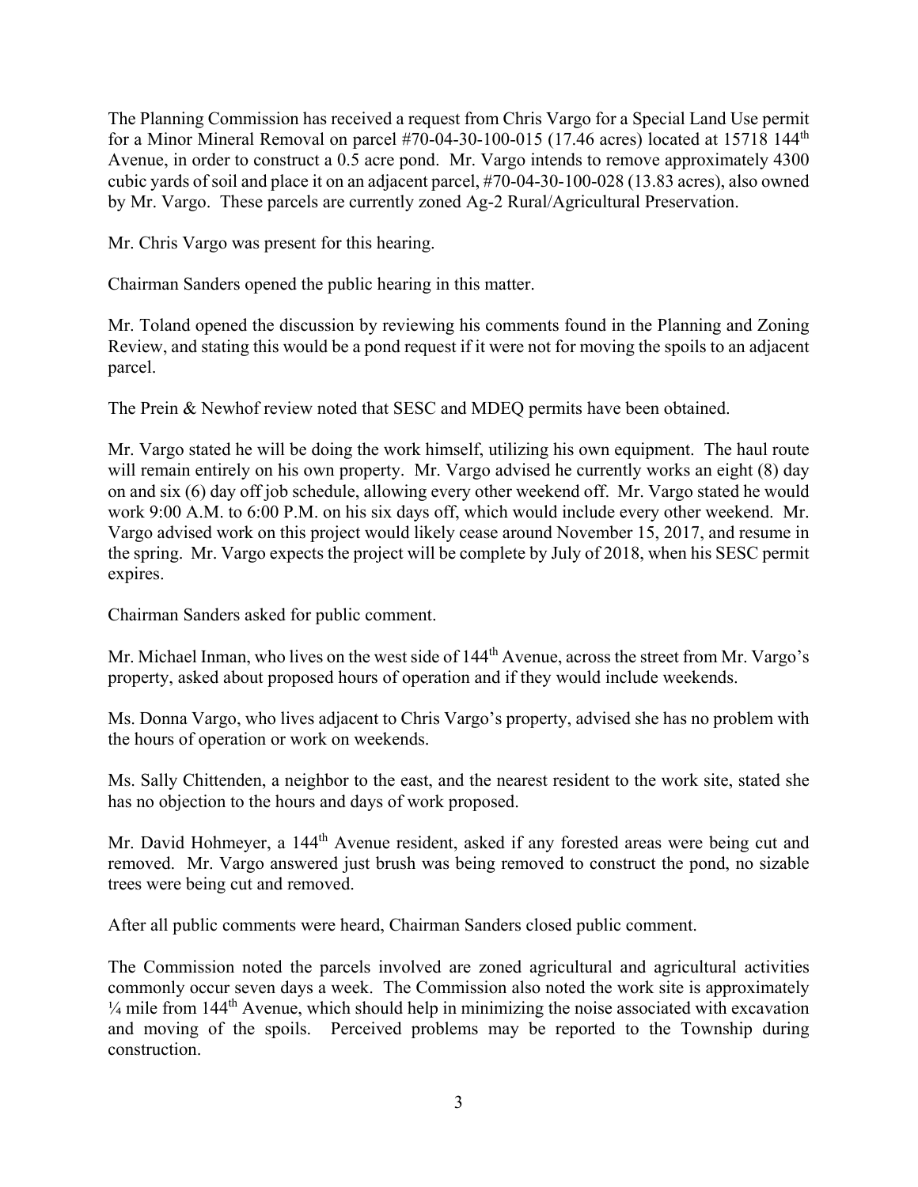The Planning Commission has received a request from Chris Vargo for a Special Land Use permit for a Minor Mineral Removal on parcel #70-04-30-100-015 (17.46 acres) located at 15718 144th Avenue, in order to construct a 0.5 acre pond. Mr. Vargo intends to remove approximately 4300 cubic yards of soil and place it on an adjacent parcel, #70-04-30-100-028 (13.83 acres), also owned by Mr. Vargo. These parcels are currently zoned Ag-2 Rural/Agricultural Preservation.

Mr. Chris Vargo was present for this hearing.

Chairman Sanders opened the public hearing in this matter.

Mr. Toland opened the discussion by reviewing his comments found in the Planning and Zoning Review, and stating this would be a pond request if it were not for moving the spoils to an adjacent parcel.

The Prein & Newhof review noted that SESC and MDEQ permits have been obtained.

Mr. Vargo stated he will be doing the work himself, utilizing his own equipment. The haul route will remain entirely on his own property. Mr. Vargo advised he currently works an eight (8) day on and six (6) day off job schedule, allowing every other weekend off. Mr. Vargo stated he would work 9:00 A.M. to 6:00 P.M. on his six days off, which would include every other weekend. Mr. Vargo advised work on this project would likely cease around November 15, 2017, and resume in the spring. Mr. Vargo expects the project will be complete by July of 2018, when his SESC permit expires.

Chairman Sanders asked for public comment.

Mr. Michael Inman, who lives on the west side of 144th Avenue, across the street from Mr. Vargo's property, asked about proposed hours of operation and if they would include weekends.

Ms. Donna Vargo, who lives adjacent to Chris Vargo's property, advised she has no problem with the hours of operation or work on weekends.

Ms. Sally Chittenden, a neighbor to the east, and the nearest resident to the work site, stated she has no objection to the hours and days of work proposed.

Mr. David Hohmeyer, a 144th Avenue resident, asked if any forested areas were being cut and removed. Mr. Vargo answered just brush was being removed to construct the pond, no sizable trees were being cut and removed.

After all public comments were heard, Chairman Sanders closed public comment.

The Commission noted the parcels involved are zoned agricultural and agricultural activities commonly occur seven days a week. The Commission also noted the work site is approximately ¼ mile from 144th Avenue, which should help in minimizing the noise associated with excavation and moving of the spoils. Perceived problems may be reported to the Township during construction.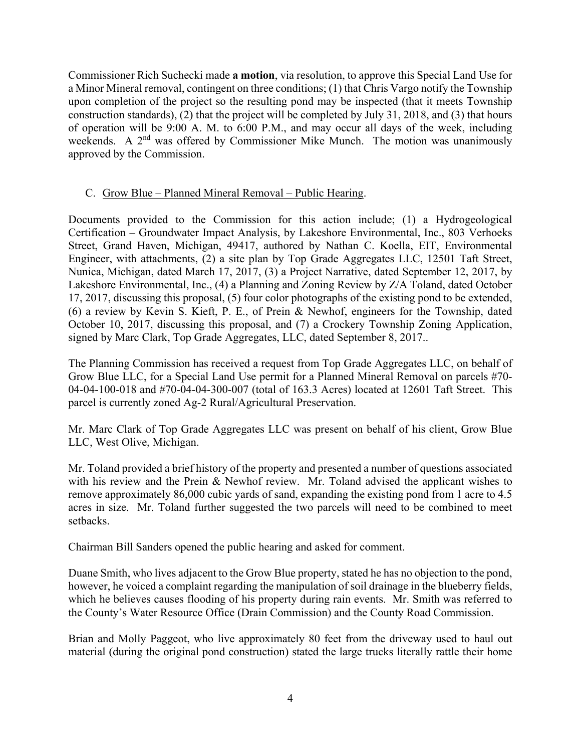Commissioner Rich Suchecki made **a motion**, via resolution, to approve this Special Land Use for a Minor Mineral removal, contingent on three conditions; (1) that Chris Vargo notify the Township upon completion of the project so the resulting pond may be inspected (that it meets Township construction standards), (2) that the project will be completed by July 31, 2018, and (3) that hours of operation will be 9:00 A. M. to 6:00 P.M., and may occur all days of the week, including weekends. A 2nd was offered by Commissioner Mike Munch. The motion was unanimously approved by the Commission.

C. Grow Blue – Planned Mineral Removal – Public Hearing.

Documents provided to the Commission for this action include; (1) a Hydrogeological Certification – Groundwater Impact Analysis, by Lakeshore Environmental, Inc., 803 Verhoeks Street, Grand Haven, Michigan, 49417, authored by Nathan C. Koella, EIT, Environmental Engineer, with attachments, (2) a site plan by Top Grade Aggregates LLC, 12501 Taft Street, Nunica, Michigan, dated March 17, 2017, (3) a Project Narrative, dated September 12, 2017, by Lakeshore Environmental, Inc., (4) a Planning and Zoning Review by Z/A Toland, dated October 17, 2017, discussing this proposal, (5) four color photographs of the existing pond to be extended, (6) a review by Kevin S. Kieft, P. E., of Prein & Newhof, engineers for the Township, dated October 10, 2017, discussing this proposal, and (7) a Crockery Township Zoning Application, signed by Marc Clark, Top Grade Aggregates, LLC, dated September 8, 2017..

The Planning Commission has received a request from Top Grade Aggregates LLC, on behalf of Grow Blue LLC, for a Special Land Use permit for a Planned Mineral Removal on parcels #70-04-04-100-018 and #70-04-04-300-007 (total of 163.3 Acres) located at 12601 Taft Street. This parcel is currently zoned Ag-2 Rural/Agricultural Preservation.

Mr. Marc Clark of Top Grade Aggregates LLC was present on behalf of his client, Grow Blue LLC, West Olive, Michigan.

Mr. Toland provided a brief history of the property and presented a number of questions associated with his review and the Prein & Newhof review. Mr. Toland advised the applicant wishes to remove approximately 86,000 cubic yards of sand, expanding the existing pond from 1 acre to 4.5 acres in size. Mr. Toland further suggested the two parcels will need to be combined to meet setbacks.

Chairman Bill Sanders opened the public hearing and asked for comment.

Duane Smith, who lives adjacent to the Grow Blue property, stated he has no objection to the pond, however, he voiced a complaint regarding the manipulation of soil drainage in the blueberry fields, which he believes causes flooding of his property during rain events. Mr. Smith was referred to the County's Water Resource Office (Drain Commission) and the County Road Commission.

Brian and Molly Paggeot, who live approximately 80 feet from the driveway used to haul out material (during the original pond construction) stated the large trucks literally rattle their home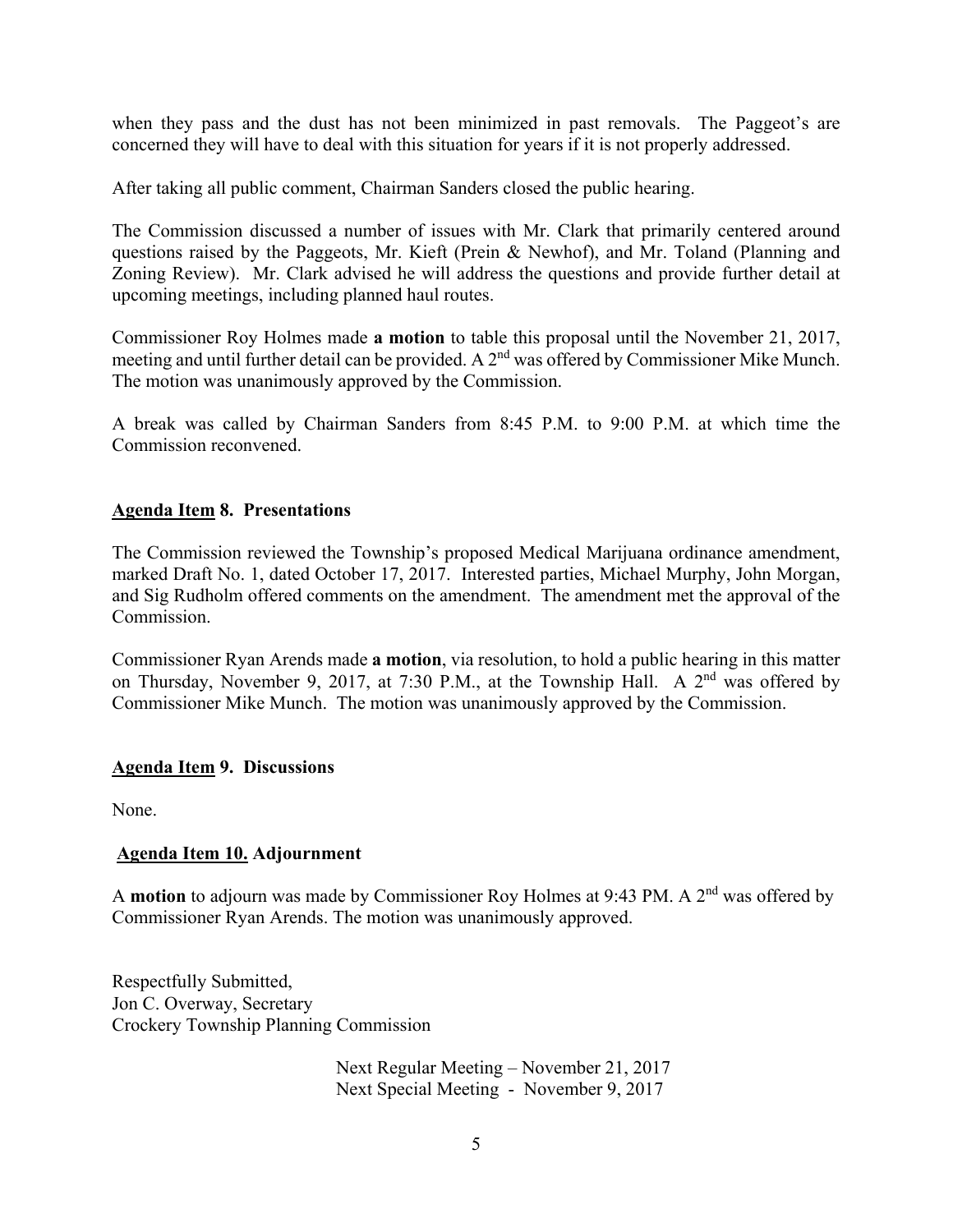when they pass and the dust has not been minimized in past removals. The Paggeot's are concerned they will have to deal with this situation for years if it is not properly addressed.

After taking all public comment, Chairman Sanders closed the public hearing.

The Commission discussed a number of issues with Mr. Clark that primarily centered around questions raised by the Paggeots, Mr. Kieft (Prein & Newhof), and Mr. Toland (Planning and Zoning Review). Mr. Clark advised he will address the questions and provide further detail at upcoming meetings, including planned haul routes.

Commissioner Roy Holmes made **a motion** to table this proposal until the November 21, 2017, meeting and until further detail can be provided. A 2nd was offered by Commissioner Mike Munch. The motion was unanimously approved by the Commission.

A break was called by Chairman Sanders from 8:45 P.M. to 9:00 P.M. at which time the Commission reconvened.

**Agenda Item 8. Presentations**

The Commission reviewed the Township's proposed Medical Marijuana ordinance amendment, marked Draft No. 1, dated October 17, 2017. Interested parties, Michael Murphy, John Morgan, and Sig Rudholm offered comments on the amendment. The amendment met the approval of the Commission.

Commissioner Ryan Arends made **a motion**, via resolution, to hold a public hearing in this matter on Thursday, November 9, 2017, at 7:30 P.M., at the Township Hall. A 2nd was offered by Commissioner Mike Munch. The motion was unanimously approved by the Commission.

**Agenda Item 9. Discussions**

None.

**Agenda Item 10. Adjournment**

A **motion** to adjourn was made by Commissioner Roy Holmes at 9:43 PM. A 2nd was offered by Commissioner Ryan Arends. The motion was unanimously approved.

Respectfully Submitted,
Jon C. Overway, Secretary
Crockery Township Planning Commission

Next Regular Meeting – November 21, 2017
Next Special Meeting - November 9, 2017